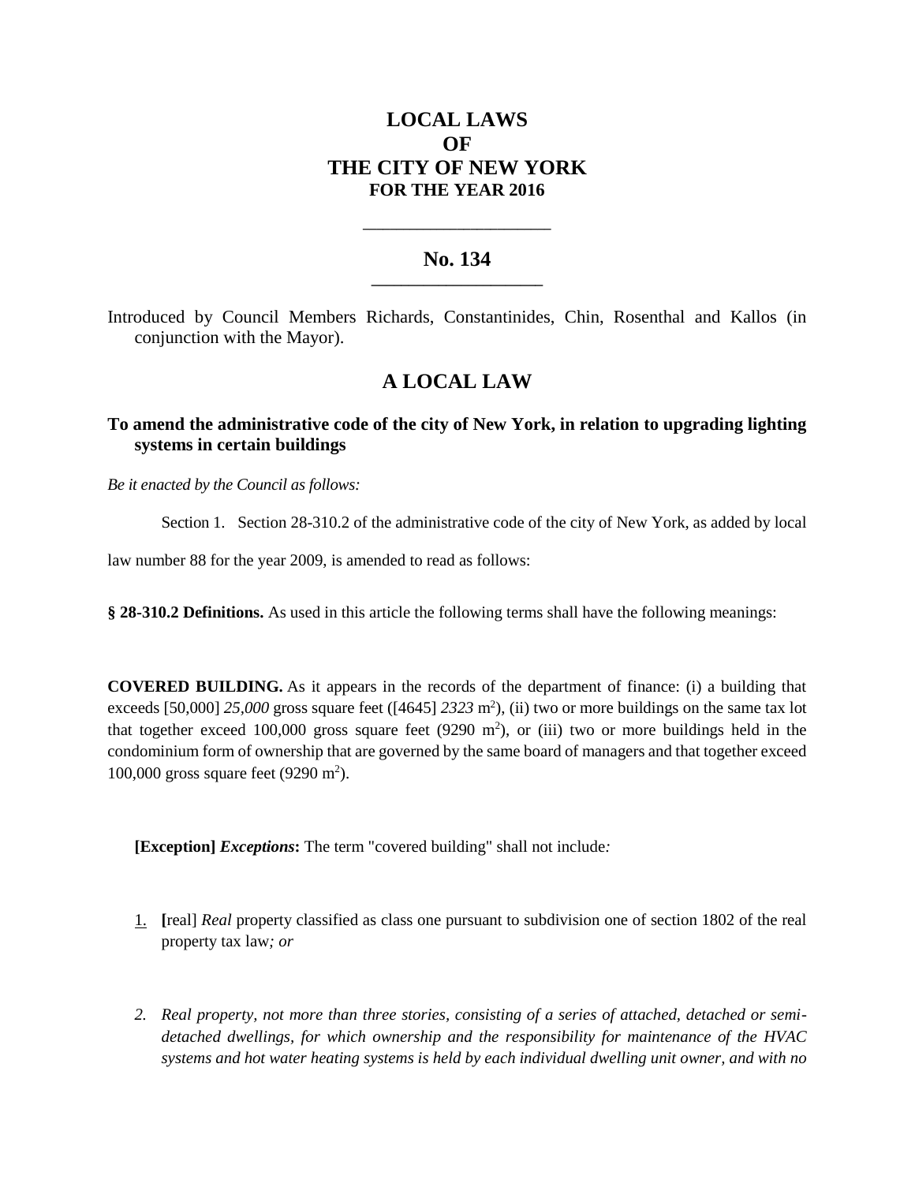# LOCAL LAWS
# OF
# THE CITY OF NEW YORK
## FOR THE YEAR 2016

\_\_\_\_\_\_\_\_\_\_\_\_\_\_\_\_\_\_\_\_

## No. 134

\_\_\_\_\_\_\_\_\_\_\_\_\_\_\_\_\_\_\_\_

Introduced by Council Members Richards, Constantinides, Chin, Rosenthal and Kallos (in conjunction with the Mayor).

## A LOCAL LAW

### To amend the administrative code of the city of New York, in relation to upgrading lighting systems in certain buildings

*Be it enacted by the Council as follows:*

Section 1. Section 28-310.2 of the administrative code of the city of New York, as added by local law number 88 for the year 2009, is amended to read as follows:

**§ 28-310.2 Definitions.** As used in this article the following terms shall have the following meanings:

**COVERED BUILDING.** As it appears in the records of the department of finance: (i) a building that exceeds [50,000] *25,000* gross square feet ([4645] *2323* m$^2$), (ii) two or more buildings on the same tax lot that together exceed 100,000 gross square feet (9290 m$^2$), or (iii) two or more buildings held in the condominium form of ownership that are governed by the same board of managers and that together exceed 100,000 gross square feet (9290 m$^2$).

**[Exception]** ***Exceptions*****:** The term "covered building" shall not include*:*

1. **[**real] *Real* property classified as class one pursuant to subdivision one of section 1802 of the real property tax law*; or*

2. *Real property, not more than three stories, consisting of a series of attached, detached or semi-detached dwellings, for which ownership and the responsibility for maintenance of the HVAC systems and hot water heating systems is held by each individual dwelling unit owner, and with no*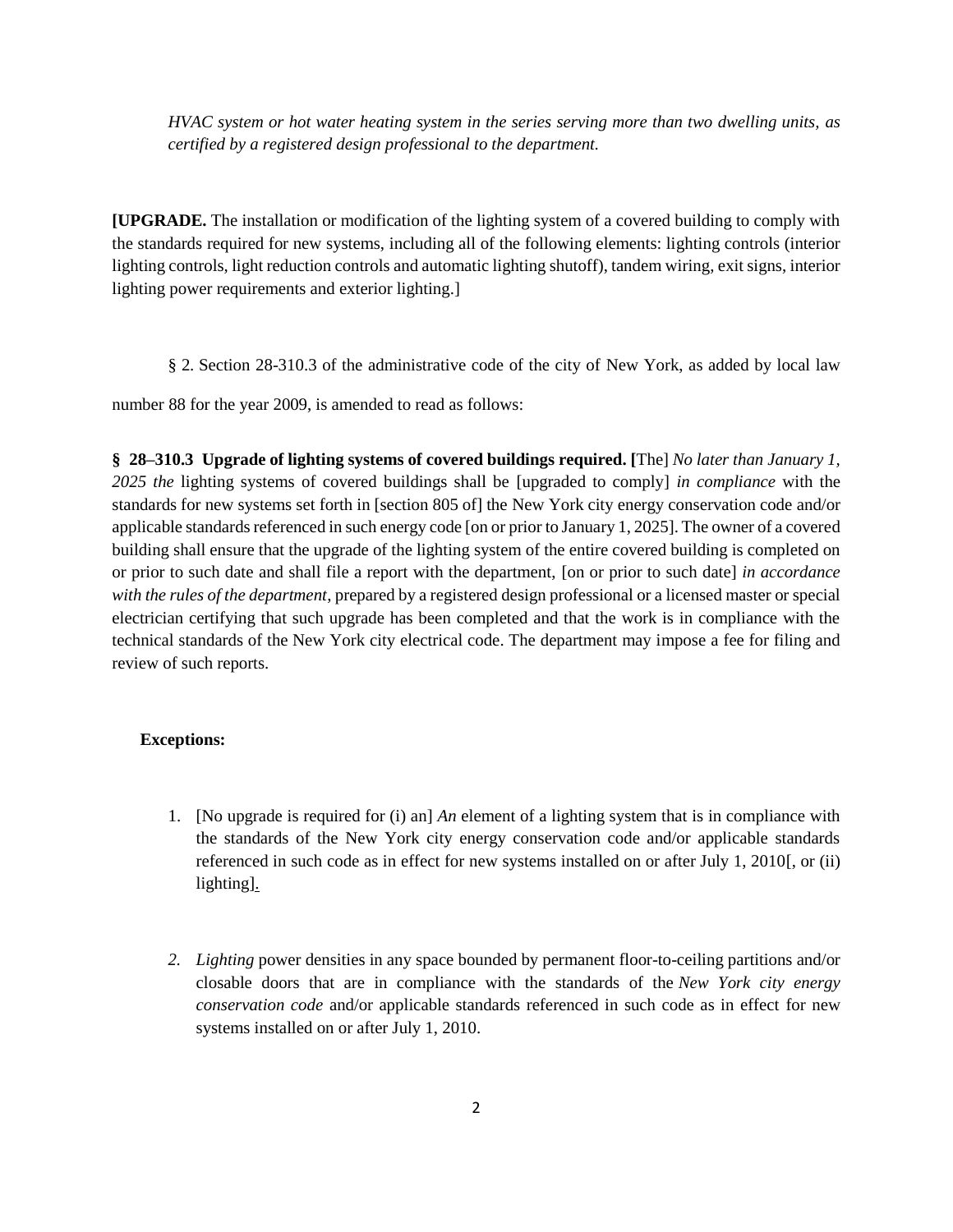*HVAC system or hot water heating system in the series serving more than two dwelling units, as certified by a registered design professional to the department.*

**[UPGRADE.** The installation or modification of the lighting system of a covered building to comply with the standards required for new systems, including all of the following elements: lighting controls (interior lighting controls, light reduction controls and automatic lighting shutoff), tandem wiring, exit signs, interior lighting power requirements and exterior lighting.]

§ 2. Section 28-310.3 of the administrative code of the city of New York, as added by local law number 88 for the year 2009, is amended to read as follows:

**§ 28–310.3 Upgrade of lighting systems of covered buildings required. [**The] *No later than January 1, 2025 the* lighting systems of covered buildings shall be [upgraded to comply] *in compliance* with the standards for new systems set forth in [section 805 of] the New York city energy conservation code and/or applicable standards referenced in such energy code [on or prior to January 1, 2025]. The owner of a covered building shall ensure that the upgrade of the lighting system of the entire covered building is completed on or prior to such date and shall file a report with the department, [on or prior to such date] *in accordance with the rules of the department*, prepared by a registered design professional or a licensed master or special electrician certifying that such upgrade has been completed and that the work is in compliance with the technical standards of the New York city electrical code. The department may impose a fee for filing and review of such reports.

**Exceptions:**

1. [No upgrade is required for (i) an] *An* element of a lighting system that is in compliance with the standards of the New York city energy conservation code and/or applicable standards referenced in such code as in effect for new systems installed on or after July 1, 2010[, or (ii) lighting].

2. *Lighting* power densities in any space bounded by permanent floor-to-ceiling partitions and/or closable doors that are in compliance with the standards of the *New York city energy conservation code* and/or applicable standards referenced in such code as in effect for new systems installed on or after July 1, 2010.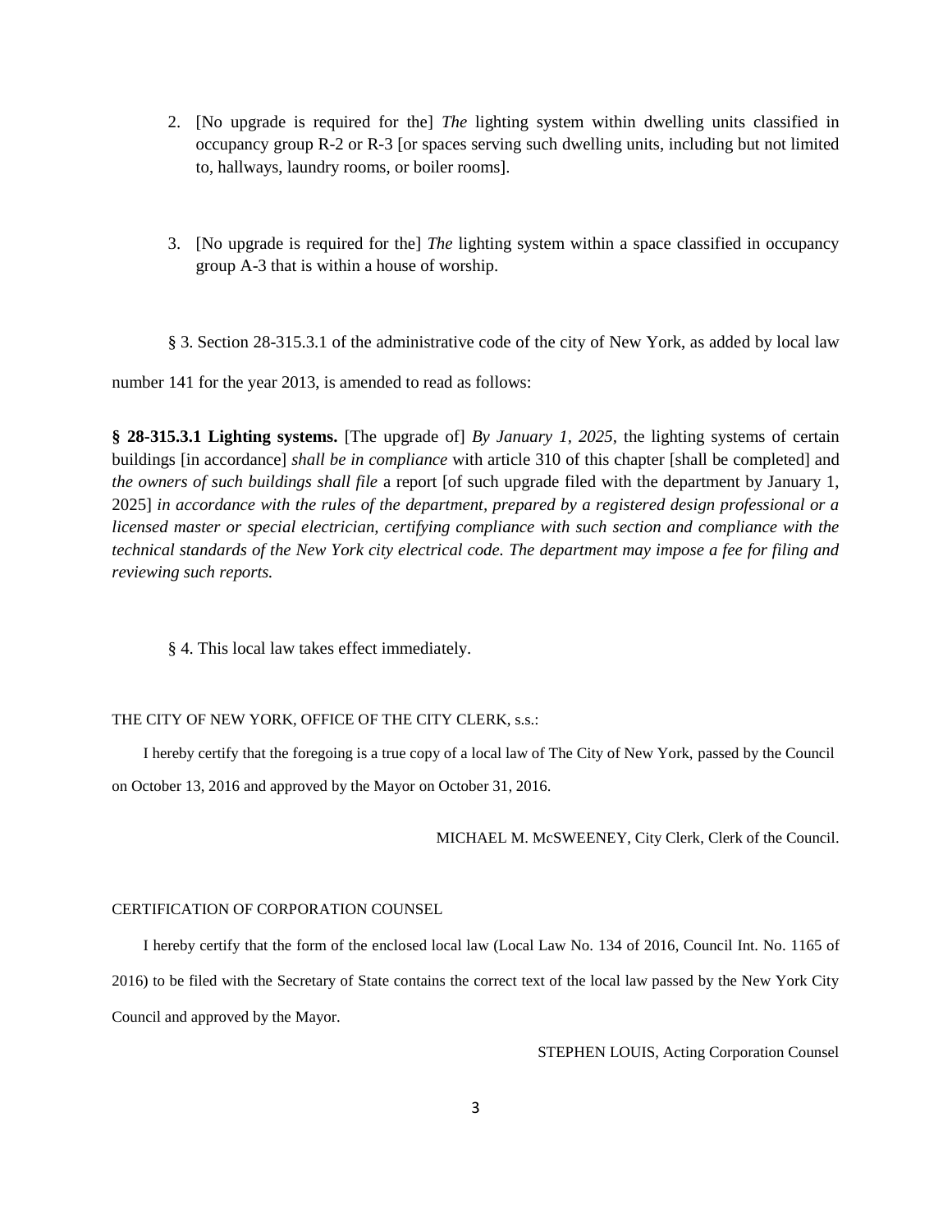2. [No upgrade is required for the] *The* lighting system within dwelling units classified in occupancy group R-2 or R-3 [or spaces serving such dwelling units, including but not limited to, hallways, laundry rooms, or boiler rooms].

3. [No upgrade is required for the] *The* lighting system within a space classified in occupancy group A-3 that is within a house of worship.

§ 3. Section 28-315.3.1 of the administrative code of the city of New York, as added by local law number 141 for the year 2013, is amended to read as follows:

**§ 28-315.3.1 Lighting systems.** [The upgrade of] *By January 1, 2025,* the lighting systems of certain buildings [in accordance] *shall be in compliance* with article 310 of this chapter [shall be completed] and *the owners of such buildings shall file* a report [of such upgrade filed with the department by January 1, 2025] *in accordance with the rules of the department, prepared by a registered design professional or a licensed master or special electrician, certifying compliance with such section and compliance with the technical standards of the New York city electrical code. The department may impose a fee for filing and reviewing such reports.*

§ 4. This local law takes effect immediately.

THE CITY OF NEW YORK, OFFICE OF THE CITY CLERK, s.s.:

I hereby certify that the foregoing is a true copy of a local law of The City of New York, passed by the Council on October 13, 2016 and approved by the Mayor on October 31, 2016.

MICHAEL M. McSWEENEY, City Clerk, Clerk of the Council.

CERTIFICATION OF CORPORATION COUNSEL

I hereby certify that the form of the enclosed local law (Local Law No. 134 of 2016, Council Int. No. 1165 of 2016) to be filed with the Secretary of State contains the correct text of the local law passed by the New York City Council and approved by the Mayor.

STEPHEN LOUIS, Acting Corporation Counsel